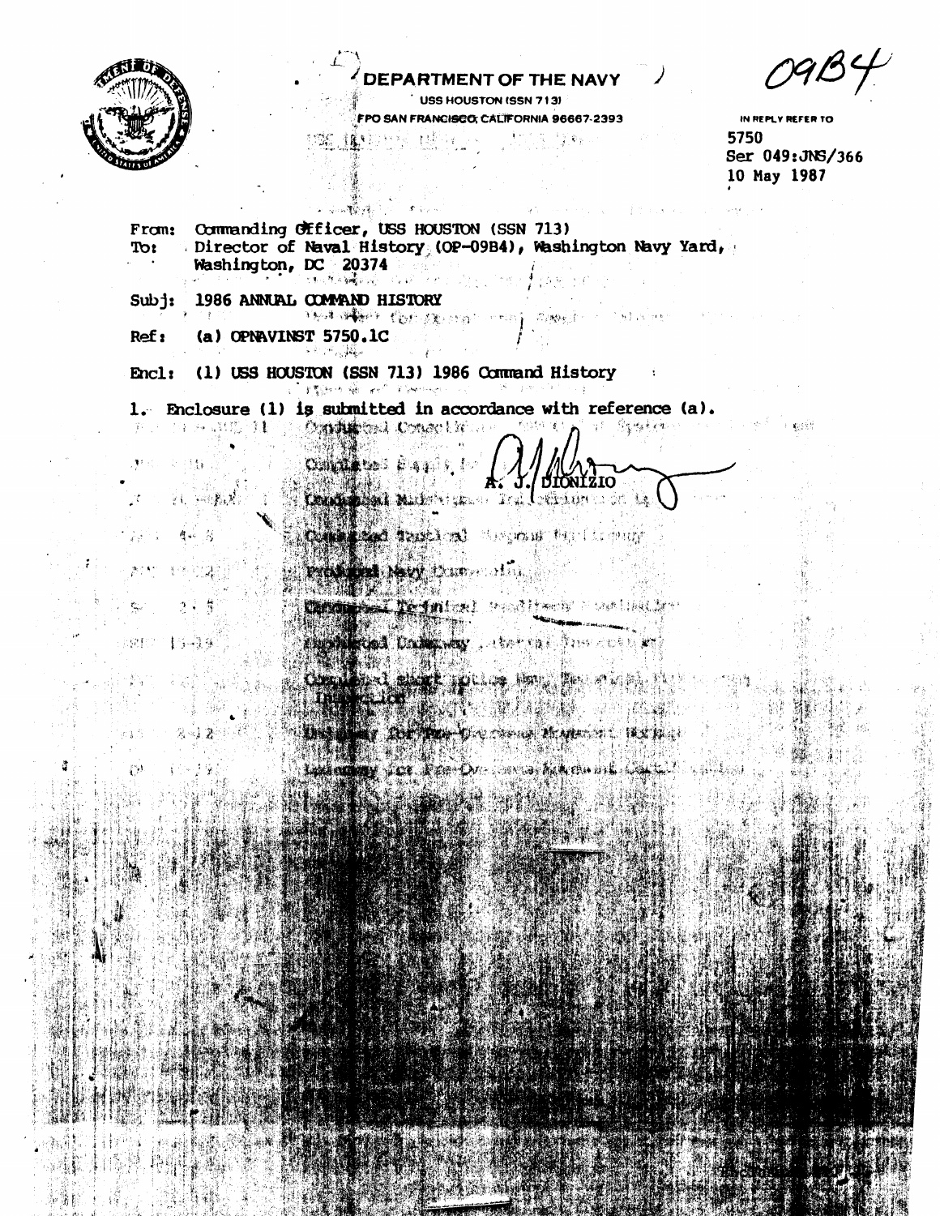09B4

**DEPARTMENT OF THE NAVY**
USS HOUSTON (SSN 713)
FPO SAN FRANCISCO, CALIFORNIA 96667-2393

IN REPLY REFER TO
5750
Ser 049:JNS/366
10 May 1987

From: Commanding Officer, USS HOUSTON (SSN 713)
To: Director of Naval History (OP-09B4), Washington Navy Yard, Washington, DC 20374

Subj: 1986 ANNUAL COMMAND HISTORY

Ref: (a) OPNAVINST 5750.1C

Encl: (1) USS HOUSTON (SSN 713) 1986 Command History

1. Enclosure (1) is submitted in accordance with reference (a).

A. J. DIONIZIO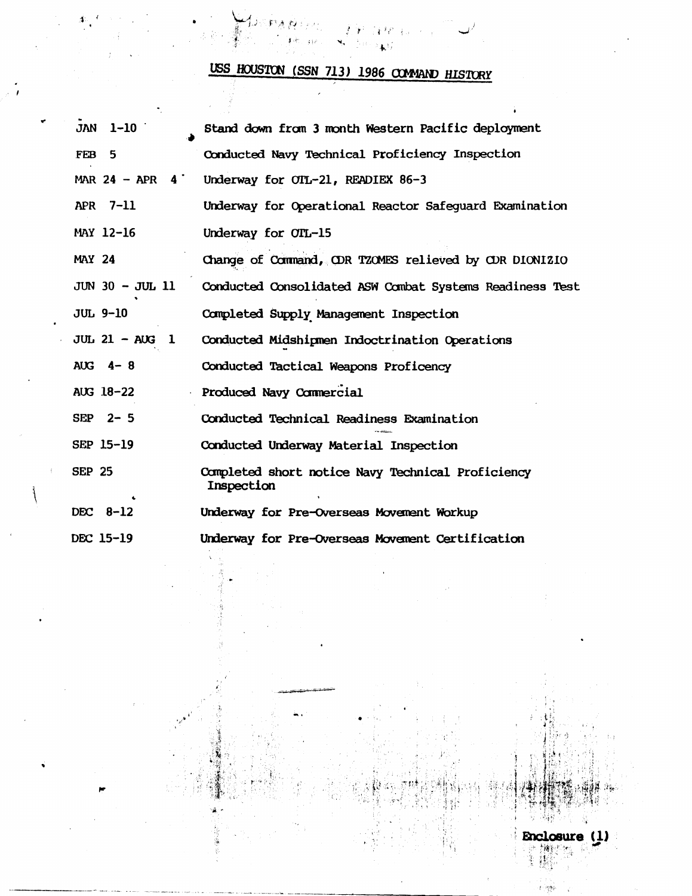## USS HOUSTON (SSN 713) 1986 COMMAND HISTORY

| | |
|---|---|
| JAN 1-10 | Stand down from 3 month Western Pacific deployment |
| FEB 5 | Conducted Navy Technical Proficiency Inspection |
| MAR 24 - APR 4 | Underway for OTL-21, READIEX 86-3 |
| APR 7-11 | Underway for Operational Reactor Safeguard Examination |
| MAY 12-16 | Underway for OTL-15 |
| MAY 24 | Change of Command, CDR TZOMES relieved by CDR DIONIZIO |
| JUN 30 - JUL 11 | Conducted Consolidated ASW Combat Systems Readiness Test |
| JUL 9-10 | Completed Supply Management Inspection |
| JUL 21 - AUG 1 | Conducted Midshipmen Indoctrination Operations |
| AUG 4- 8 | Conducted Tactical Weapons Proficency |
| AUG 18-22 | Produced Navy Commercial |
| SEP 2- 5 | Conducted Technical Readiness Examination |
| SEP 15-19 | Conducted Underway Material Inspection |
| SEP 25 | Completed short notice Navy Technical Proficiency Inspection |
| DEC 8-12 | Underway for Pre-Overseas Movement Workup |
| DEC 15-19 | Underway for Pre-Overseas Movement Certification |

Enclosure (1)